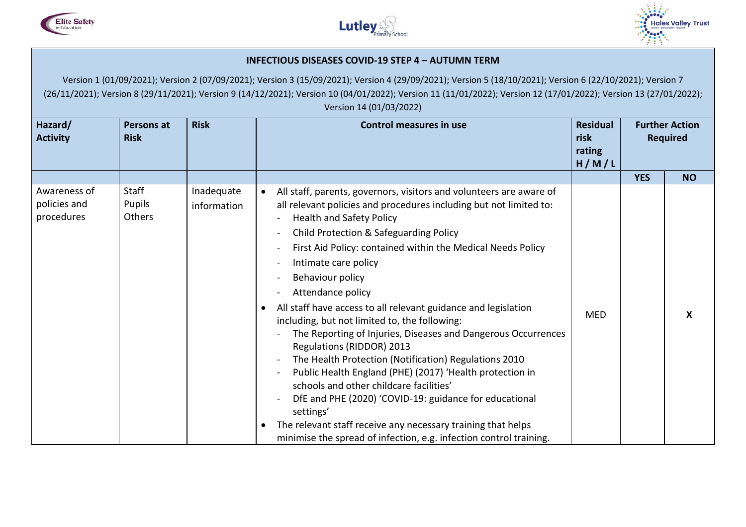**INFECTIOUS DISEASES COVID-19 STEP 4 – AUTUMN TERM**

Version 1 (01/09/2021); Version 2 (07/09/2021); Version 3 (15/09/2021); Version 4 (29/09/2021); Version 5 (18/10/2021); Version 6 (22/10/2021); Version 7 (26/11/2021); Version 8 (29/11/2021); Version 9 (14/12/2021); Version 10 (04/01/2022); Version 11 (11/01/2022); Version 12 (17/01/2022); Version 13 (27/01/2022); Version 14 (01/03/2022)

| Hazard/ Activity | Persons at Risk | Risk | Control measures in use | Residual risk rating H / M / L | Further Action Required | |
|---|---|---|---|---|---|---|
| | | | | | **YES** | **NO** |
| Awareness of policies and procedures | Staff<br>Pupils<br>Others | Inadequate information | • All staff, parents, governors, visitors and volunteers are aware of all relevant policies and procedures including but not limited to:<br>- Health and Safety Policy<br>- Child Protection & Safeguarding Policy<br>- First Aid Policy: contained within the Medical Needs Policy<br>- Intimate care policy<br>- Behaviour policy<br>- Attendance policy<br>• All staff have access to all relevant guidance and legislation including, but not limited to, the following:<br>- The Reporting of Injuries, Diseases and Dangerous Occurrences Regulations (RIDDOR) 2013<br>- The Health Protection (Notification) Regulations 2010<br>- Public Health England (PHE) (2017) 'Health protection in schools and other childcare facilities'<br>- DfE and PHE (2020) 'COVID-19: guidance for educational settings'<br>• The relevant staff receive any necessary training that helps minimise the spread of infection, e.g. infection control training. | MED | | **X** |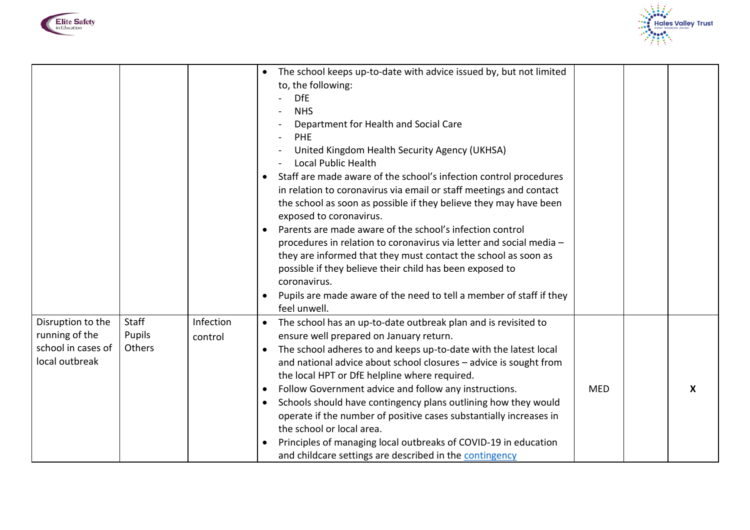| | | | | | | |
|---|---|---|---|---|---|---|
| | | | • The school keeps up-to-date with advice issued by, but not limited to, the following:<br>- DfE<br>- NHS<br>- Department for Health and Social Care<br>- PHE<br>- United Kingdom Health Security Agency (UKHSA)<br>- Local Public Health<br>• Staff are made aware of the school's infection control procedures in relation to coronavirus via email or staff meetings and contact the school as soon as possible if they believe they may have been exposed to coronavirus.<br>• Parents are made aware of the school's infection control procedures in relation to coronavirus via letter and social media – they are informed that they must contact the school as soon as possible if they believe their child has been exposed to coronavirus.<br>• Pupils are made aware of the need to tell a member of staff if they feel unwell. | | | |
| Disruption to the running of the school in cases of local outbreak | Staff<br>Pupils<br>Others | Infection control | • The school has an up-to-date outbreak plan and is revisited to ensure well prepared on January return.<br>• The school adheres to and keeps up-to-date with the latest local and national advice about school closures – advice is sought from the local HPT or DfE helpline where required.<br>• Follow Government advice and follow any instructions.<br>• Schools should have contingency plans outlining how they would operate if the number of positive cases substantially increases in the school or local area.<br>• Principles of managing local outbreaks of COVID-19 in education and childcare settings are described in the contingency | MED | | X |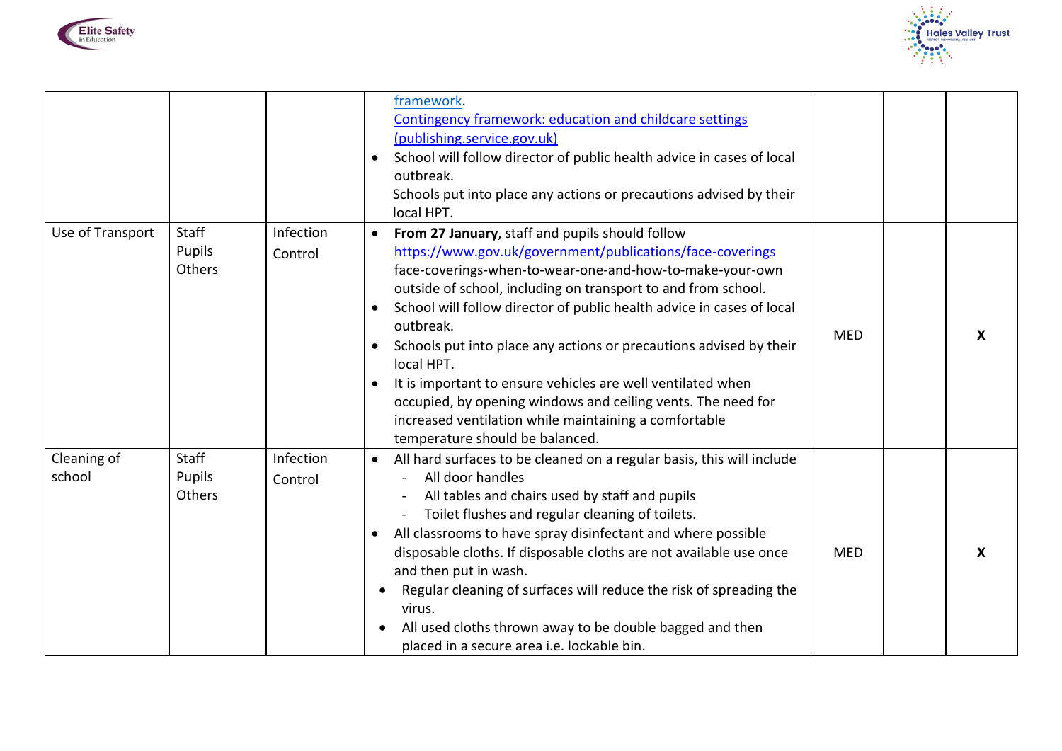| | | | | | | |
|---|---|---|---|---|---|---|
| | | | framework.<br>Contingency framework: education and childcare settings (publishing.service.gov.uk)<br>• School will follow director of public health advice in cases of local outbreak.<br>Schools put into place any actions or precautions advised by their local HPT. | | | |
| Use of Transport | Staff<br>Pupils<br>Others | Infection Control | • **From 27 January**, staff and pupils should follow https://www.gov.uk/government/publications/face-coverings face-coverings-when-to-wear-one-and-how-to-make-your-own outside of school, including on transport to and from school.<br>• School will follow director of public health advice in cases of local outbreak.<br>• Schools put into place any actions or precautions advised by their local HPT.<br>• It is important to ensure vehicles are well ventilated when occupied, by opening windows and ceiling vents. The need for increased ventilation while maintaining a comfortable temperature should be balanced. | MED | | X |
| Cleaning of school | Staff<br>Pupils<br>Others | Infection Control | • All hard surfaces to be cleaned on a regular basis, this will include<br>- All door handles<br>- All tables and chairs used by staff and pupils<br>- Toilet flushes and regular cleaning of toilets.<br>• All classrooms to have spray disinfectant and where possible disposable cloths. If disposable cloths are not available use once and then put in wash.<br>• Regular cleaning of surfaces will reduce the risk of spreading the virus.<br>• All used cloths thrown away to be double bagged and then placed in a secure area i.e. lockable bin. | MED | | X |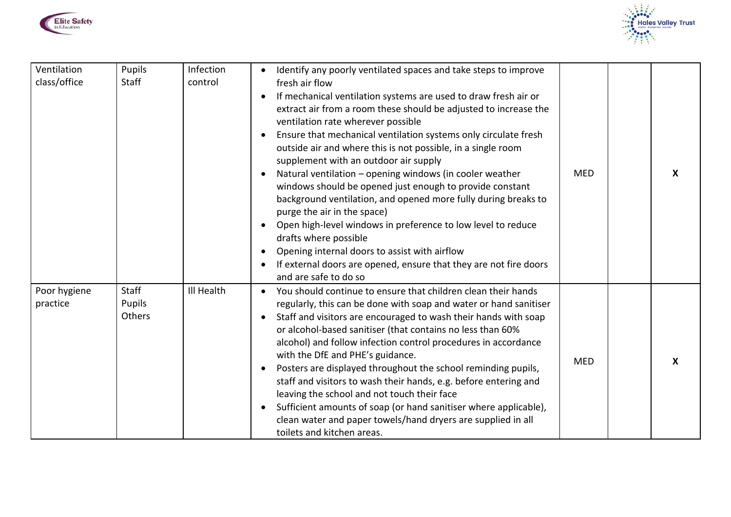| | | | | | | |
|---|---|---|---|---|---|---|
| Ventilation class/office | Pupils<br>Staff | Infection control | • Identify any poorly ventilated spaces and take steps to improve fresh air flow<br>• If mechanical ventilation systems are used to draw fresh air or extract air from a room these should be adjusted to increase the ventilation rate wherever possible<br>• Ensure that mechanical ventilation systems only circulate fresh outside air and where this is not possible, in a single room supplement with an outdoor air supply<br>• Natural ventilation – opening windows (in cooler weather windows should be opened just enough to provide constant background ventilation, and opened more fully during breaks to purge the air in the space)<br>• Open high-level windows in preference to low level to reduce drafts where possible<br>• Opening internal doors to assist with airflow<br>• If external doors are opened, ensure that they are not fire doors and are safe to do so | MED | | X |
| Poor hygiene practice | Staff<br>Pupils<br>Others | Ill Health | • You should continue to ensure that children clean their hands regularly, this can be done with soap and water or hand sanitiser<br>• Staff and visitors are encouraged to wash their hands with soap or alcohol-based sanitiser (that contains no less than 60% alcohol) and follow infection control procedures in accordance with the DfE and PHE's guidance.<br>• Posters are displayed throughout the school reminding pupils, staff and visitors to wash their hands, e.g. before entering and leaving the school and not touch their face<br>• Sufficient amounts of soap (or hand sanitiser where applicable), clean water and paper towels/hand dryers are supplied in all toilets and kitchen areas. | MED | | X |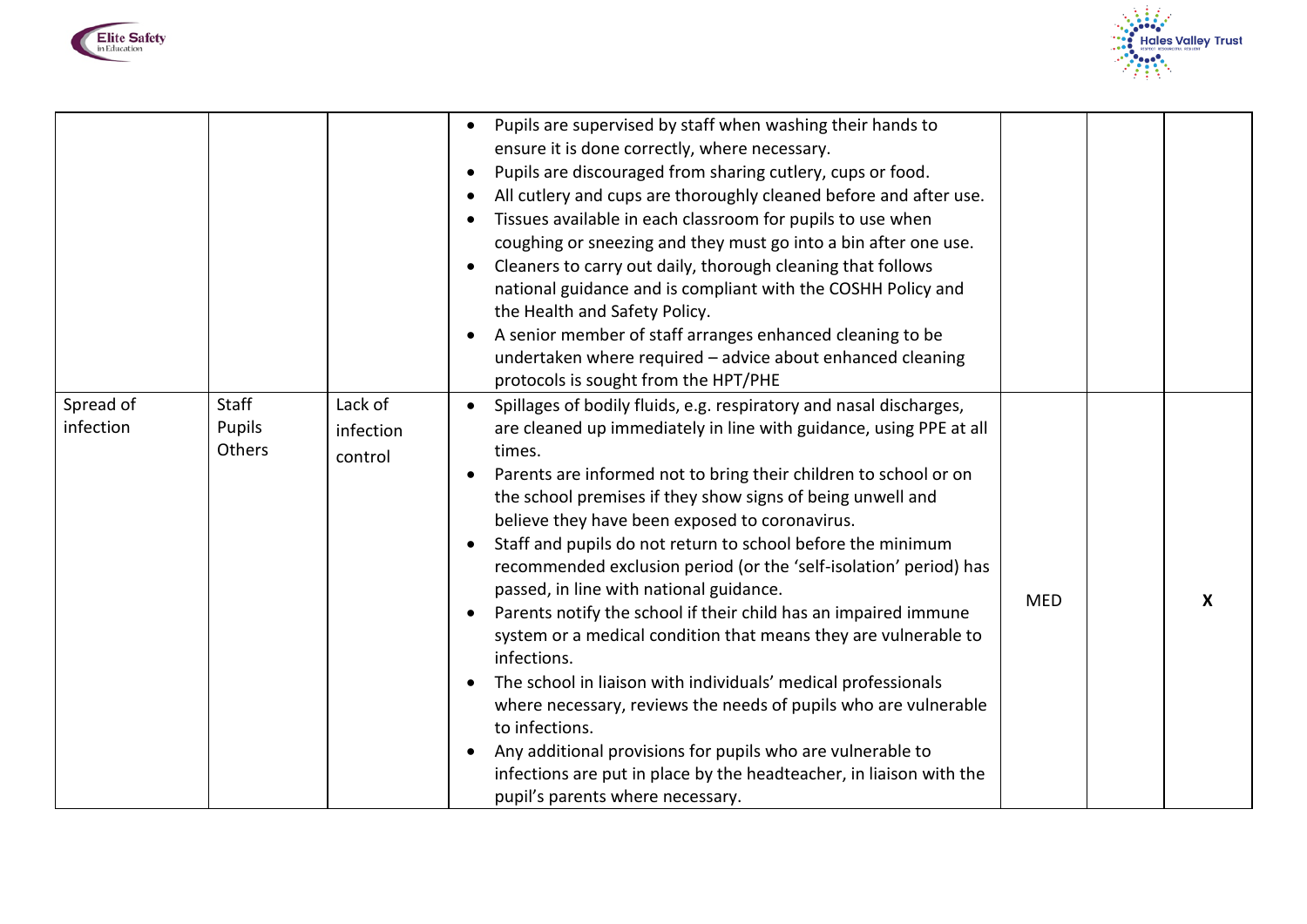| | | | | | | |
|---|---|---|---|---|---|---|
| | | | • Pupils are supervised by staff when washing their hands to ensure it is done correctly, where necessary.<br>• Pupils are discouraged from sharing cutlery, cups or food.<br>• All cutlery and cups are thoroughly cleaned before and after use.<br>• Tissues available in each classroom for pupils to use when coughing or sneezing and they must go into a bin after one use.<br>• Cleaners to carry out daily, thorough cleaning that follows national guidance and is compliant with the COSHH Policy and the Health and Safety Policy.<br>• A senior member of staff arranges enhanced cleaning to be undertaken where required – advice about enhanced cleaning protocols is sought from the HPT/PHE | | | |
| Spread of infection | Staff<br>Pupils<br>Others | Lack of infection control | • Spillages of bodily fluids, e.g. respiratory and nasal discharges, are cleaned up immediately in line with guidance, using PPE at all times.<br>• Parents are informed not to bring their children to school or on the school premises if they show signs of being unwell and believe they have been exposed to coronavirus.<br>• Staff and pupils do not return to school before the minimum recommended exclusion period (or the 'self-isolation' period) has passed, in line with national guidance.<br>• Parents notify the school if their child has an impaired immune system or a medical condition that means they are vulnerable to infections.<br>• The school in liaison with individuals' medical professionals where necessary, reviews the needs of pupils who are vulnerable to infections.<br>• Any additional provisions for pupils who are vulnerable to infections are put in place by the headteacher, in liaison with the pupil's parents where necessary. | MED | | **X** |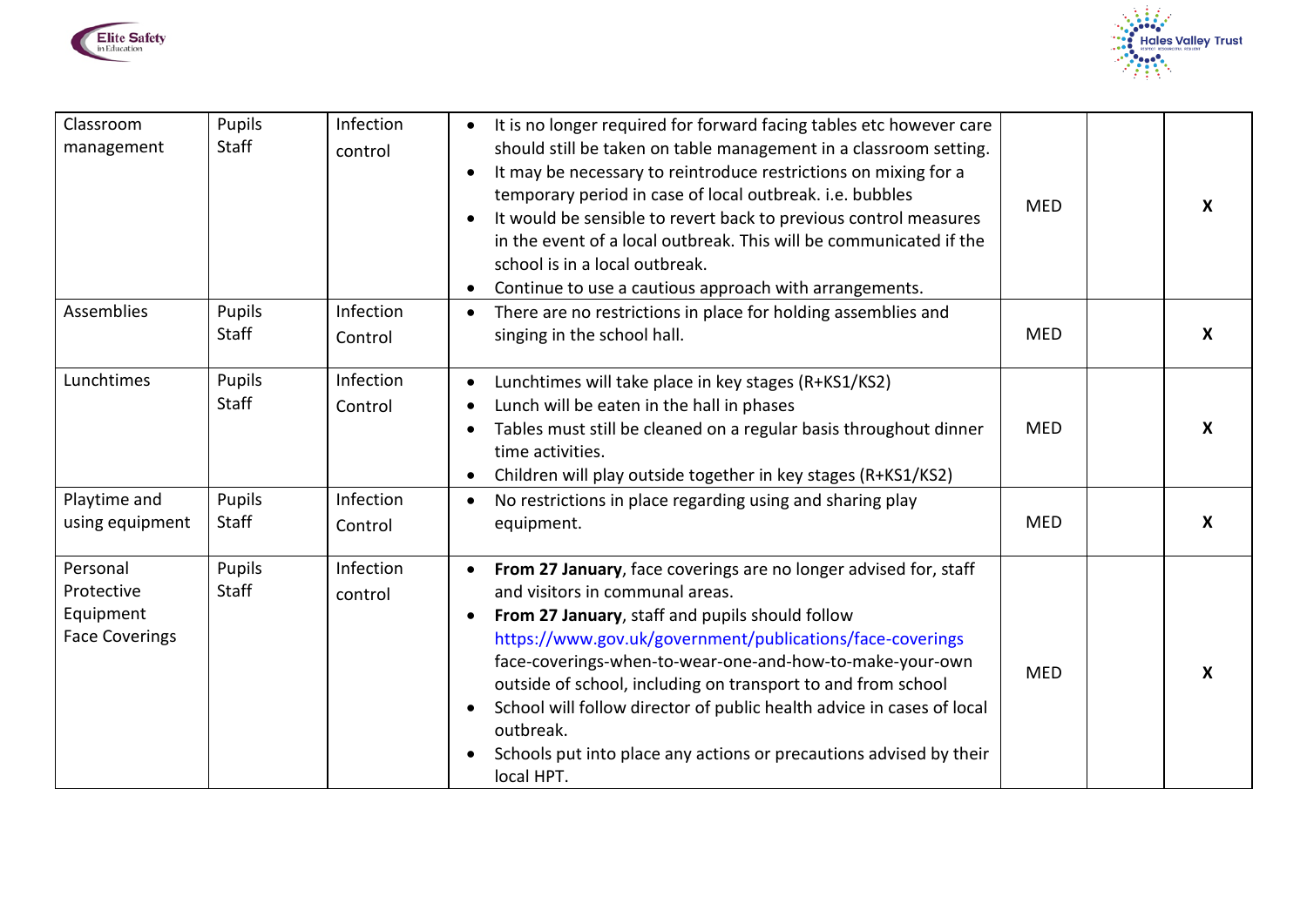| Classroom management | Pupils Staff | Infection control | • It is no longer required for forward facing tables etc however care should still be taken on table management in a classroom setting.<br>• It may be necessary to reintroduce restrictions on mixing for a temporary period in case of local outbreak. i.e. bubbles<br>• It would be sensible to revert back to previous control measures in the event of a local outbreak. This will be communicated if the school is in a local outbreak.<br>• Continue to use a cautious approach with arrangements. | MED | | X |
|---|---|---|---|---|---|---|
| Assemblies | Pupils Staff | Infection Control | • There are no restrictions in place for holding assemblies and singing in the school hall. | MED | | X |
| Lunchtimes | Pupils Staff | Infection Control | • Lunchtimes will take place in key stages (R+KS1/KS2)<br>• Lunch will be eaten in the hall in phases<br>• Tables must still be cleaned on a regular basis throughout dinner time activities.<br>• Children will play outside together in key stages (R+KS1/KS2) | MED | | X |
| Playtime and using equipment | Pupils Staff | Infection Control | • No restrictions in place regarding using and sharing play equipment. | MED | | X |
| Personal Protective Equipment Face Coverings | Pupils Staff | Infection control | • **From 27 January**, face coverings are no longer advised for, staff and visitors in communal areas.<br>• **From 27 January**, staff and pupils should follow https://www.gov.uk/government/publications/face-coverings face-coverings-when-to-wear-one-and-how-to-make-your-own outside of school, including on transport to and from school<br>• School will follow director of public health advice in cases of local outbreak.<br>• Schools put into place any actions or precautions advised by their local HPT. | MED | | X |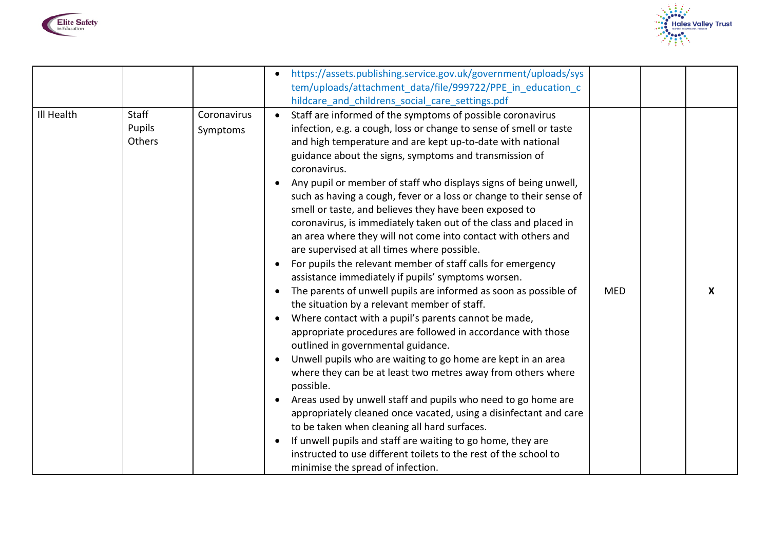|  |  |  |  |  |  |  |
|---|---|---|---|---|---|---|
|  |  |  | • https://assets.publishing.service.gov.uk/government/uploads/system/uploads/attachment_data/file/999722/PPE_in_education_childcare_and_childrens_social_care_settings.pdf |  |  |  |
| Ill Health | Staff<br>Pupils<br>Others | Coronavirus Symptoms | • Staff are informed of the symptoms of possible coronavirus infection, e.g. a cough, loss or change to sense of smell or taste and high temperature and are kept up-to-date with national guidance about the signs, symptoms and transmission of coronavirus.<br>• Any pupil or member of staff who displays signs of being unwell, such as having a cough, fever or a loss or change to their sense of smell or taste, and believes they have been exposed to coronavirus, is immediately taken out of the class and placed in an area where they will not come into contact with others and are supervised at all times where possible.<br>• For pupils the relevant member of staff calls for emergency assistance immediately if pupils' symptoms worsen.<br>• The parents of unwell pupils are informed as soon as possible of the situation by a relevant member of staff.<br>• Where contact with a pupil's parents cannot be made, appropriate procedures are followed in accordance with those outlined in governmental guidance.<br>• Unwell pupils who are waiting to go home are kept in an area where they can be at least two metres away from others where possible.<br>• Areas used by unwell staff and pupils who need to go home are appropriately cleaned once vacated, using a disinfectant and care to be taken when cleaning all hard surfaces.<br>• If unwell pupils and staff are waiting to go home, they are instructed to use different toilets to the rest of the school to minimise the spread of infection. | MED |  | **X** |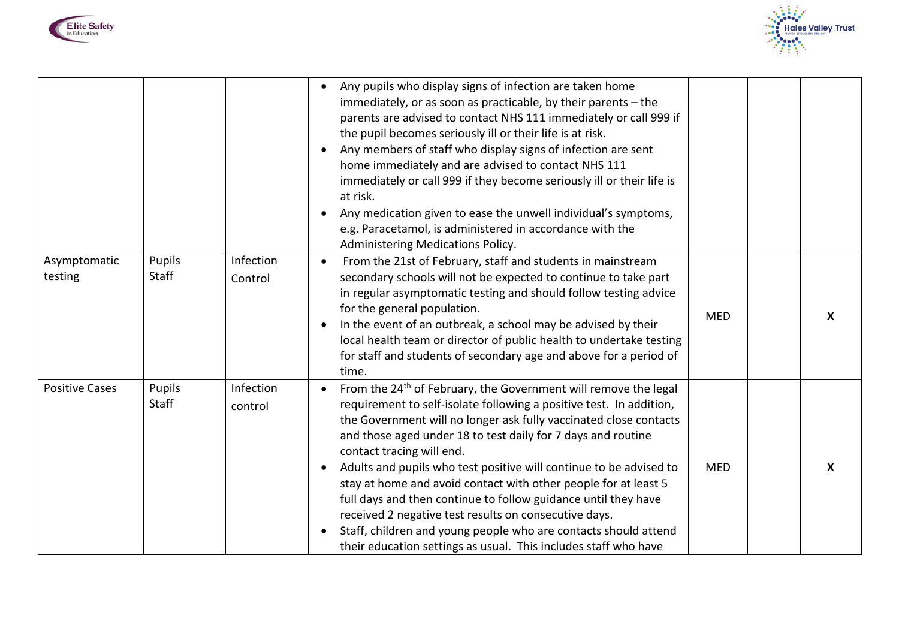| | | | | | | |
|---|---|---|---|---|---|---|
| | | | • Any pupils who display signs of infection are taken home immediately, or as soon as practicable, by their parents – the parents are advised to contact NHS 111 immediately or call 999 if the pupil becomes seriously ill or their life is at risk.<br>• Any members of staff who display signs of infection are sent home immediately and are advised to contact NHS 111 immediately or call 999 if they become seriously ill or their life is at risk.<br>• Any medication given to ease the unwell individual's symptoms, e.g. Paracetamol, is administered in accordance with the Administering Medications Policy. | | | |
| Asymptomatic testing | Pupils<br>Staff | Infection Control | • From the 21st of February, staff and students in mainstream secondary schools will not be expected to continue to take part in regular asymptomatic testing and should follow testing advice for the general population.<br>• In the event of an outbreak, a school may be advised by their local health team or director of public health to undertake testing for staff and students of secondary age and above for a period of time. | MED | | X |
| Positive Cases | Pupils<br>Staff | Infection control | • From the 24th of February, the Government will remove the legal requirement to self-isolate following a positive test. In addition, the Government will no longer ask fully vaccinated close contacts and those aged under 18 to test daily for 7 days and routine contact tracing will end.<br>• Adults and pupils who test positive will continue to be advised to stay at home and avoid contact with other people for at least 5 full days and then continue to follow guidance until they have received 2 negative test results on consecutive days.<br>• Staff, children and young people who are contacts should attend their education settings as usual. This includes staff who have | MED | | X |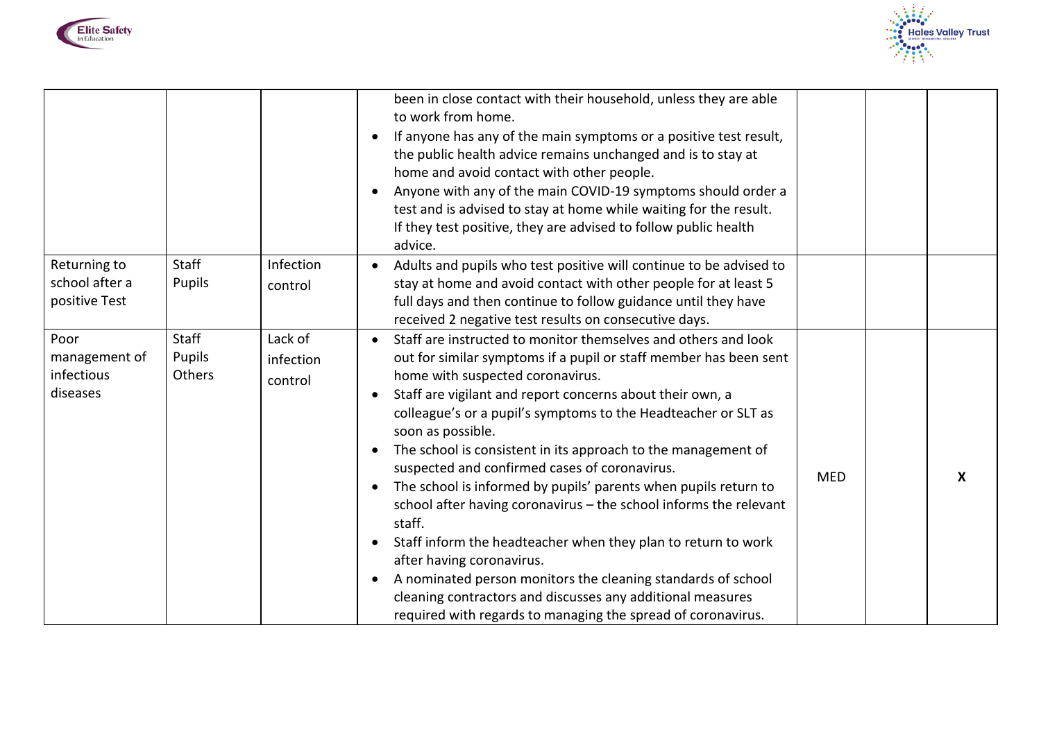| | | | | | | |
|---|---|---|---|---|---|---|
| | | | been in close contact with their household, unless they are able to work from home.<br>• If anyone has any of the main symptoms or a positive test result, the public health advice remains unchanged and is to stay at home and avoid contact with other people.<br>• Anyone with any of the main COVID-19 symptoms should order a test and is advised to stay at home while waiting for the result. If they test positive, they are advised to follow public health advice. | | | |
| Returning to school after a positive Test | Staff<br>Pupils | Infection control | • Adults and pupils who test positive will continue to be advised to stay at home and avoid contact with other people for at least 5 full days and then continue to follow guidance until they have received 2 negative test results on consecutive days. | | | |
| Poor management of infectious diseases | Staff<br>Pupils<br>Others | Lack of infection control | • Staff are instructed to monitor themselves and others and look out for similar symptoms if a pupil or staff member has been sent home with suspected coronavirus.<br>• Staff are vigilant and report concerns about their own, a colleague's or a pupil's symptoms to the Headteacher or SLT as soon as possible.<br>• The school is consistent in its approach to the management of suspected and confirmed cases of coronavirus.<br>• The school is informed by pupils' parents when pupils return to school after having coronavirus – the school informs the relevant staff.<br>• Staff inform the headteacher when they plan to return to work after having coronavirus.<br>• A nominated person monitors the cleaning standards of school cleaning contractors and discusses any additional measures required with regards to managing the spread of coronavirus. | MED | | X |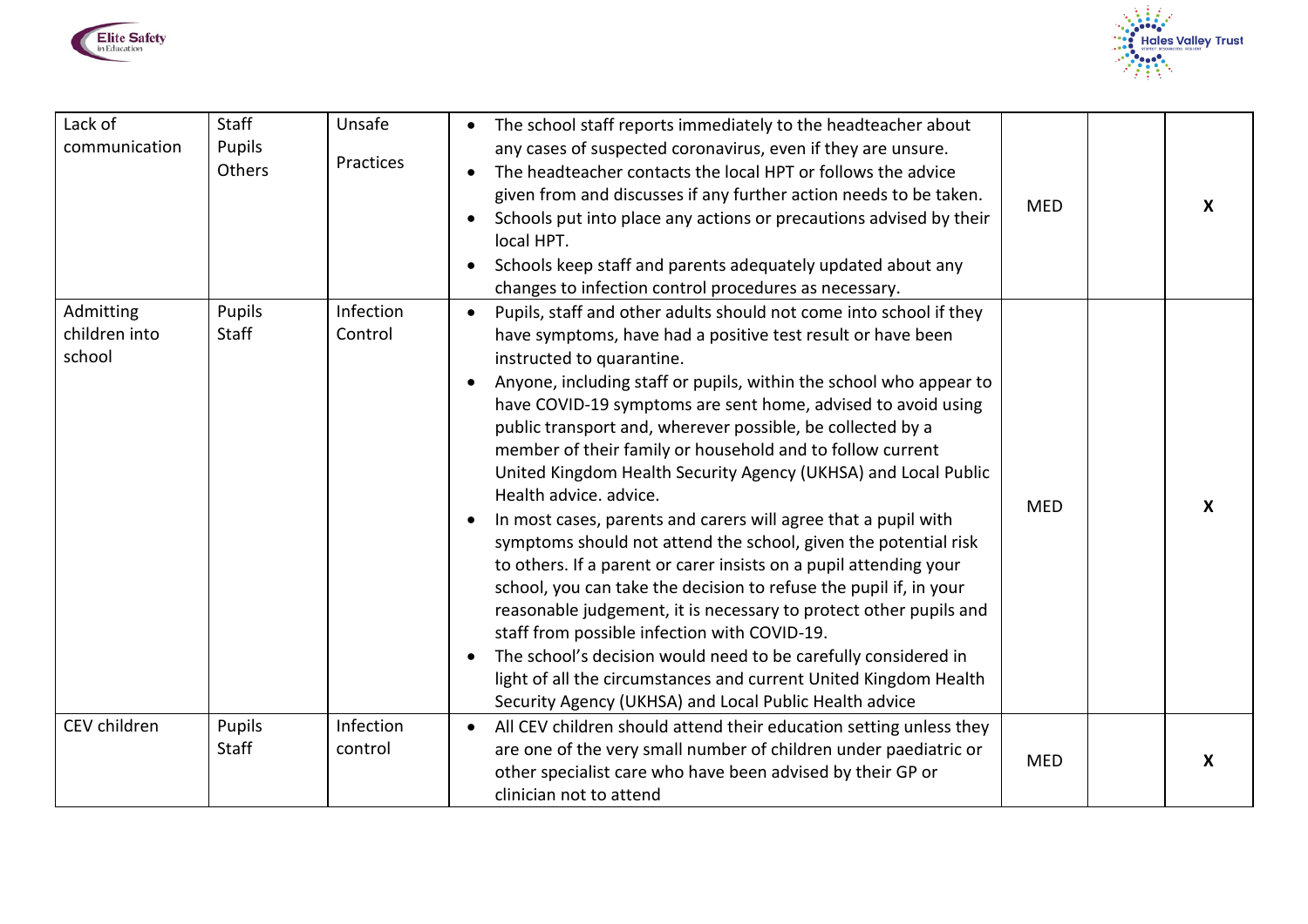| Lack of communication | Staff<br>Pupils<br>Others | Unsafe<br><br>Practices | • The school staff reports immediately to the headteacher about any cases of suspected coronavirus, even if they are unsure.<br>• The headteacher contacts the local HPT or follows the advice given from and discusses if any further action needs to be taken.<br>• Schools put into place any actions or precautions advised by their local HPT.<br>• Schools keep staff and parents adequately updated about any changes to infection control procedures as necessary. | MED | | X |
|---|---|---|---|---|---|---|
| Admitting children into school | Pupils<br>Staff | Infection Control | • Pupils, staff and other adults should not come into school if they have symptoms, have had a positive test result or have been instructed to quarantine.<br>• Anyone, including staff or pupils, within the school who appear to have COVID-19 symptoms are sent home, advised to avoid using public transport and, wherever possible, be collected by a member of their family or household and to follow current United Kingdom Health Security Agency (UKHSA) and Local Public Health advice. advice.<br>• In most cases, parents and carers will agree that a pupil with symptoms should not attend the school, given the potential risk to others. If a parent or carer insists on a pupil attending your school, you can take the decision to refuse the pupil if, in your reasonable judgement, it is necessary to protect other pupils and staff from possible infection with COVID-19.<br>• The school's decision would need to be carefully considered in light of all the circumstances and current United Kingdom Health Security Agency (UKHSA) and Local Public Health advice | MED | | X |
| CEV children | Pupils<br>Staff | Infection control | • All CEV children should attend their education setting unless they are one of the very small number of children under paediatric or other specialist care who have been advised by their GP or clinician not to attend | MED | | X |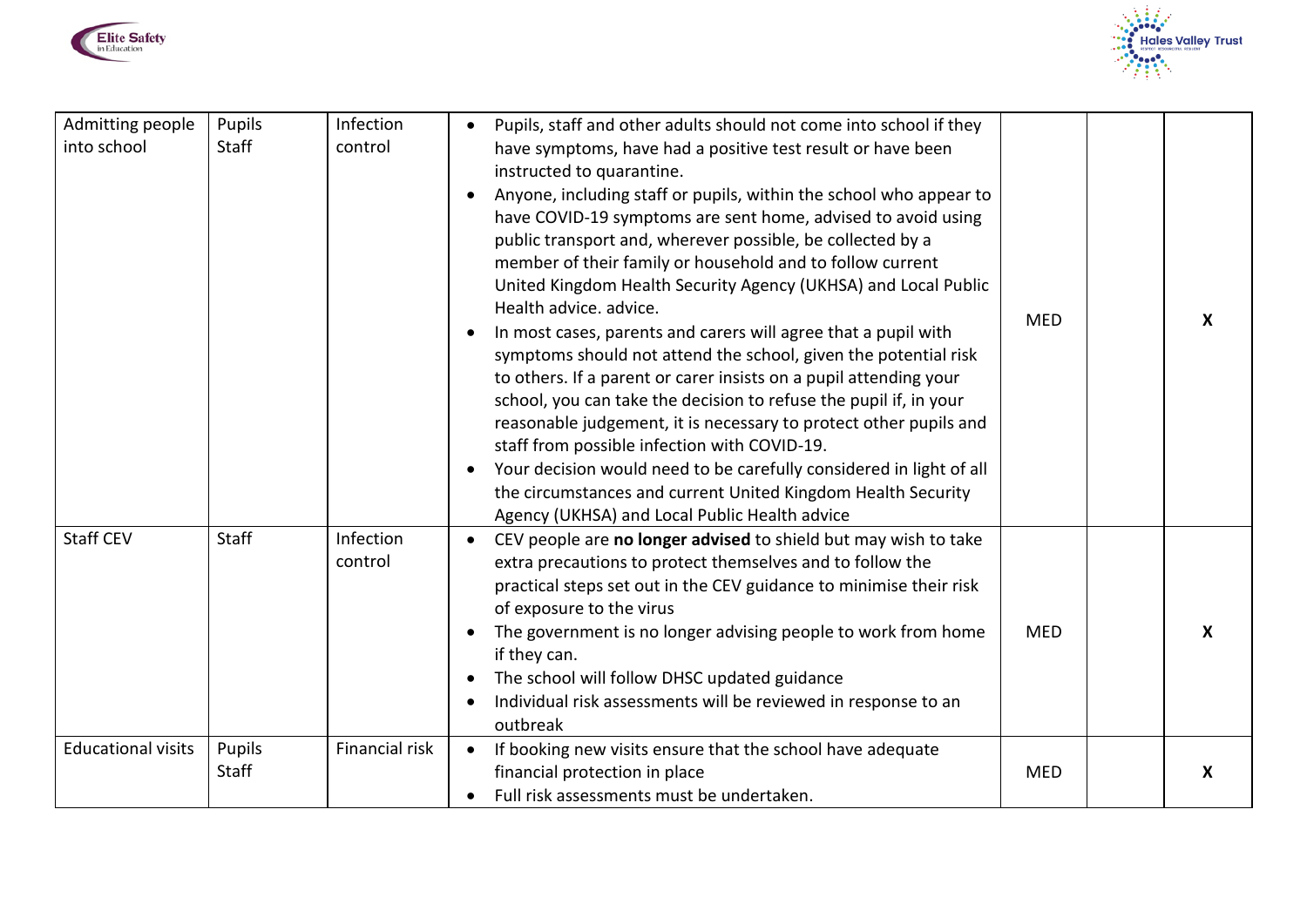| Admitting people into school | Pupils<br>Staff | Infection control | • Pupils, staff and other adults should not come into school if they have symptoms, have had a positive test result or have been instructed to quarantine.<br>• Anyone, including staff or pupils, within the school who appear to have COVID-19 symptoms are sent home, advised to avoid using public transport and, wherever possible, be collected by a member of their family or household and to follow current United Kingdom Health Security Agency (UKHSA) and Local Public Health advice. advice.<br>• In most cases, parents and carers will agree that a pupil with symptoms should not attend the school, given the potential risk to others. If a parent or carer insists on a pupil attending your school, you can take the decision to refuse the pupil if, in your reasonable judgement, it is necessary to protect other pupils and staff from possible infection with COVID-19.<br>• Your decision would need to be carefully considered in light of all the circumstances and current United Kingdom Health Security Agency (UKHSA) and Local Public Health advice | MED | | **X** |
|---|---|---|---|---|---|---|
| Staff CEV | Staff | Infection control | • CEV people are **no longer advised** to shield but may wish to take extra precautions to protect themselves and to follow the practical steps set out in the CEV guidance to minimise their risk of exposure to the virus<br>• The government is no longer advising people to work from home if they can.<br>• The school will follow DHSC updated guidance<br>• Individual risk assessments will be reviewed in response to an outbreak | MED | | **X** |
| Educational visits | Pupils<br>Staff | Financial risk | • If booking new visits ensure that the school have adequate financial protection in place<br>• Full risk assessments must be undertaken. | MED | | **X** |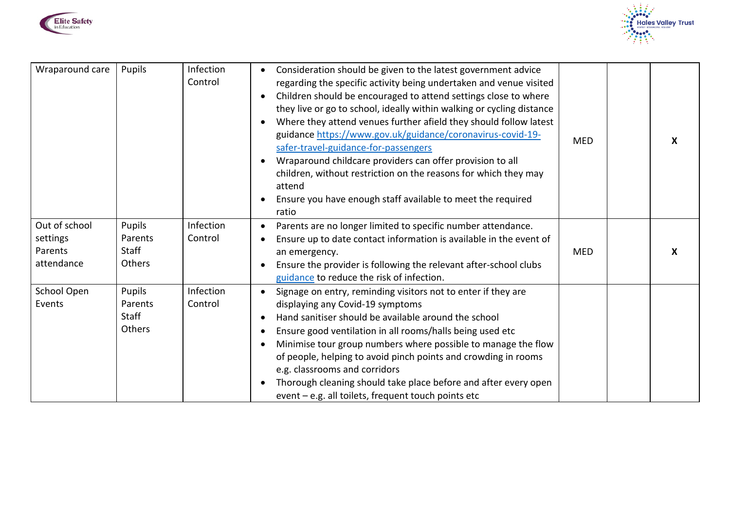| | | | | | | |
|---|---|---|---|---|---|---|
| Wraparound care | Pupils | Infection Control | • Consideration should be given to the latest government advice regarding the specific activity being undertaken and venue visited<br>• Children should be encouraged to attend settings close to where they live or go to school, ideally within walking or cycling distance<br>• Where they attend venues further afield they should follow latest guidance [https://www.gov.uk/guidance/coronavirus-covid-19-safer-travel-guidance-for-passengers](https://www.gov.uk/guidance/coronavirus-covid-19-safer-travel-guidance-for-passengers)<br>• Wraparound childcare providers can offer provision to all children, without restriction on the reasons for which they may attend<br>• Ensure you have enough staff available to meet the required ratio | MED | | **X** |
| Out of school settings Parents attendance | Pupils<br>Parents<br>Staff<br>Others | Infection Control | • Parents are no longer limited to specific number attendance.<br>• Ensure up to date contact information is available in the event of an emergency.<br>• Ensure the provider is following the relevant after-school clubs guidance to reduce the risk of infection. | MED | | **X** |
| School Open Events | Pupils<br>Parents<br>Staff<br>Others | Infection Control | • Signage on entry, reminding visitors not to enter if they are displaying any Covid-19 symptoms<br>• Hand sanitiser should be available around the school<br>• Ensure good ventilation in all rooms/halls being used etc<br>• Minimise tour group numbers where possible to manage the flow of people, helping to avoid pinch points and crowding in rooms e.g. classrooms and corridors<br>• Thorough cleaning should take place before and after every open event – e.g. all toilets, frequent touch points etc | | | |